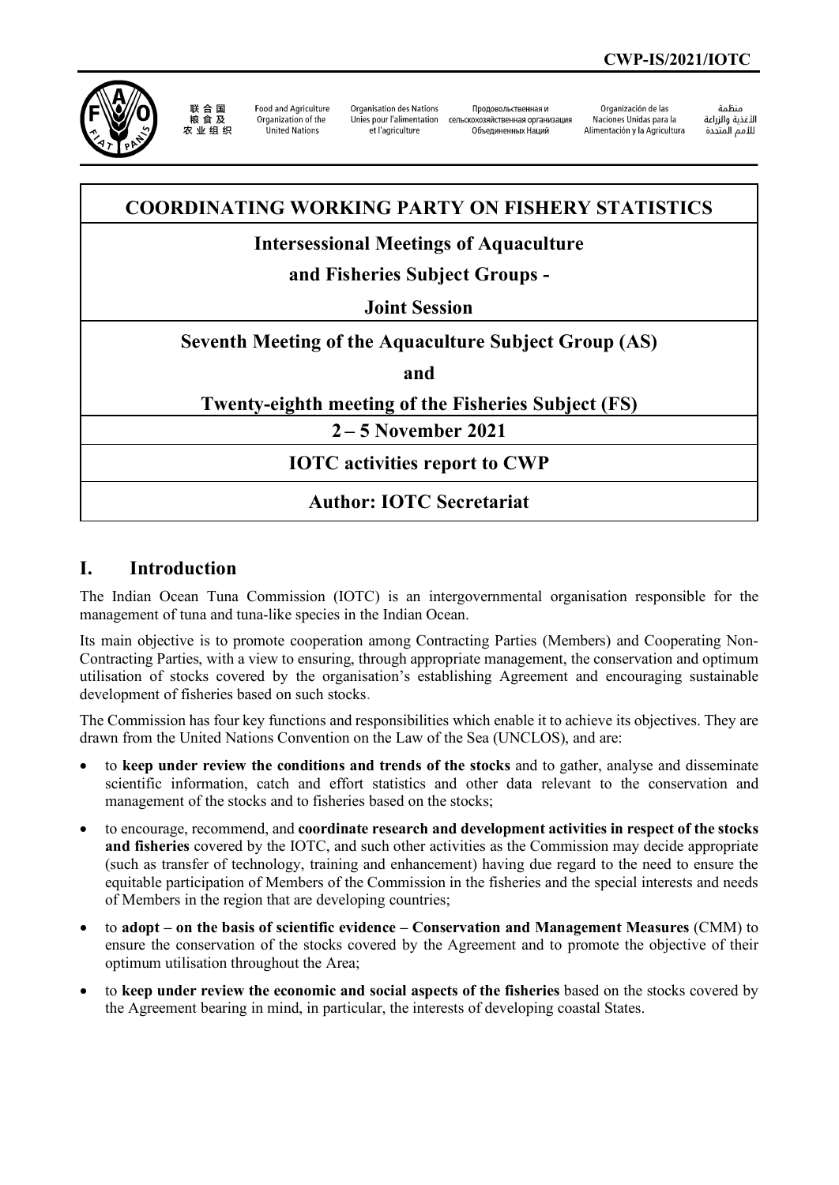CWP-IS/2021/IOTC

联合国粮食及农业组织 | Food and Agriculture Organization of the United Nations | Organisation des Nations Unies pour l'alimentation et l'agriculture | Продовольственная и сельскохозяйственная организация Объединенных Наций | Organización de las Naciones Unidas para la Alimentación y la Agricultura | منظمة الأغذية والزراعة للأمم المتحدة

# COORDINATING WORKING PARTY ON FISHERY STATISTICS

## Intersessional Meetings of Aquaculture and Fisheries Subject Groups - Joint Session

## Seventh Meeting of the Aquaculture Subject Group (AS) and Twenty-eighth meeting of the Fisheries Subject (FS)

## 2 – 5 November 2021

## IOTC activities report to CWP

## Author: IOTC Secretariat

## I. Introduction

The Indian Ocean Tuna Commission (IOTC) is an intergovernmental organisation responsible for the management of tuna and tuna-like species in the Indian Ocean.

Its main objective is to promote cooperation among Contracting Parties (Members) and Cooperating Non-Contracting Parties, with a view to ensuring, through appropriate management, the conservation and optimum utilisation of stocks covered by the organisation's establishing Agreement and encouraging sustainable development of fisheries based on such stocks.

The Commission has four key functions and responsibilities which enable it to achieve its objectives. They are drawn from the United Nations Convention on the Law of the Sea (UNCLOS), and are:

- to **keep under review the conditions and trends of the stocks** and to gather, analyse and disseminate scientific information, catch and effort statistics and other data relevant to the conservation and management of the stocks and to fisheries based on the stocks;
- to encourage, recommend, and **coordinate research and development activities in respect of the stocks and fisheries** covered by the IOTC, and such other activities as the Commission may decide appropriate (such as transfer of technology, training and enhancement) having due regard to the need to ensure the equitable participation of Members of the Commission in the fisheries and the special interests and needs of Members in the region that are developing countries;
- to **adopt – on the basis of scientific evidence – Conservation and Management Measures** (CMM) to ensure the conservation of the stocks covered by the Agreement and to promote the objective of their optimum utilisation throughout the Area;
- to **keep under review the economic and social aspects of the fisheries** based on the stocks covered by the Agreement bearing in mind, in particular, the interests of developing coastal States.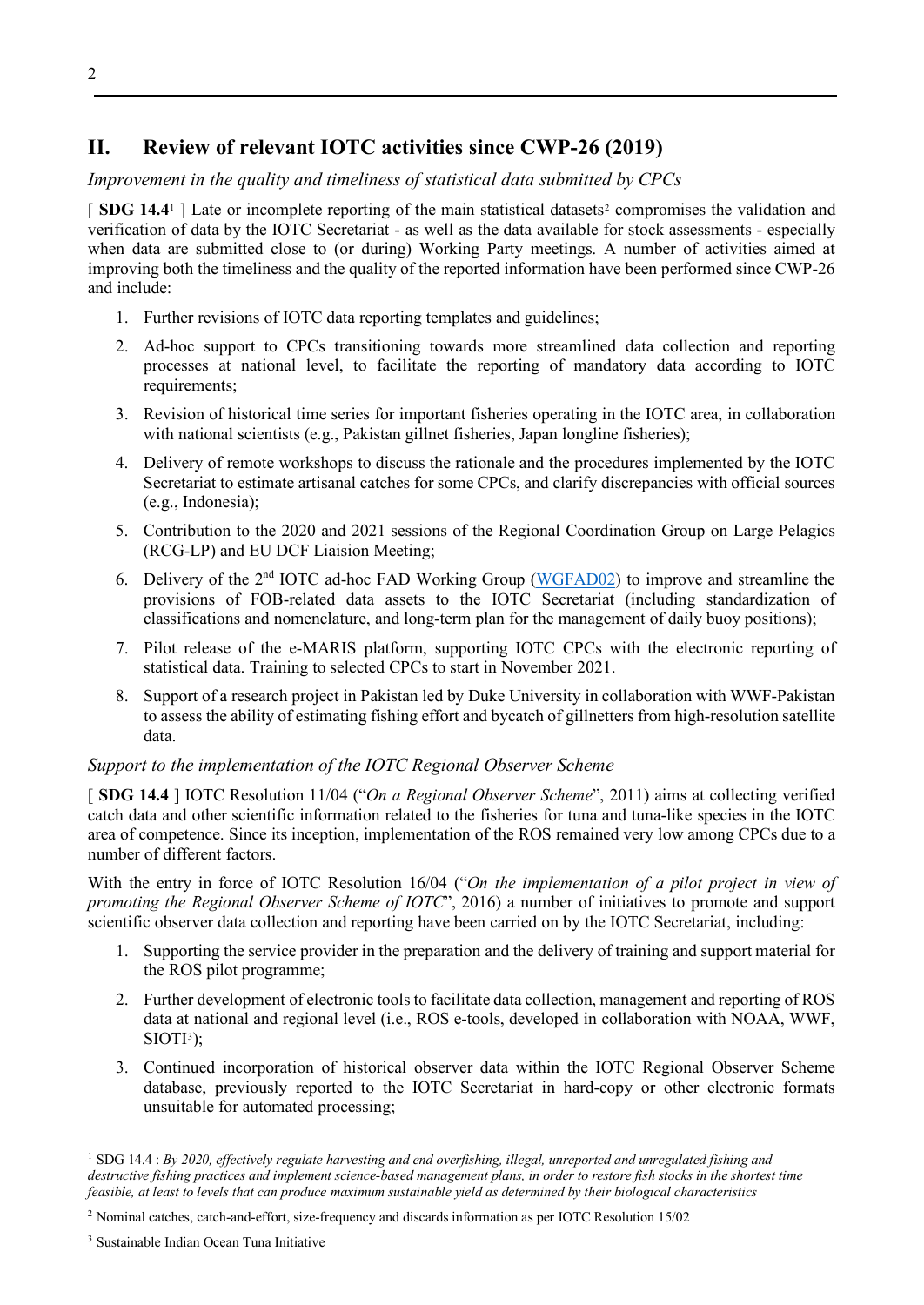## II. Review of relevant IOTC activities since CWP-26 (2019)

*Improvement in the quality and timeliness of statistical data submitted by CPCs*

[ **SDG 14.4**[1] ] Late or incomplete reporting of the main statistical datasets[2] compromises the validation and verification of data by the IOTC Secretariat - as well as the data available for stock assessments - especially when data are submitted close to (or during) Working Party meetings. A number of activities aimed at improving both the timeliness and the quality of the reported information have been performed since CWP-26 and include:

1. Further revisions of IOTC data reporting templates and guidelines;
2. Ad-hoc support to CPCs transitioning towards more streamlined data collection and reporting processes at national level, to facilitate the reporting of mandatory data according to IOTC requirements;
3. Revision of historical time series for important fisheries operating in the IOTC area, in collaboration with national scientists (e.g., Pakistan gillnet fisheries, Japan longline fisheries);
4. Delivery of remote workshops to discuss the rationale and the procedures implemented by the IOTC Secretariat to estimate artisanal catches for some CPCs, and clarify discrepancies with official sources (e.g., Indonesia);
5. Contribution to the 2020 and 2021 sessions of the Regional Coordination Group on Large Pelagics (RCG-LP) and EU DCF Liaision Meeting;
6. Delivery of the 2nd IOTC ad-hoc FAD Working Group (WGFAD02) to improve and streamline the provisions of FOB-related data assets to the IOTC Secretariat (including standardization of classifications and nomenclature, and long-term plan for the management of daily buoy positions);
7. Pilot release of the e-MARIS platform, supporting IOTC CPCs with the electronic reporting of statistical data. Training to selected CPCs to start in November 2021.
8. Support of a research project in Pakistan led by Duke University in collaboration with WWF-Pakistan to assess the ability of estimating fishing effort and bycatch of gillnetters from high-resolution satellite data.

*Support to the implementation of the IOTC Regional Observer Scheme*

[ **SDG 14.4** ] IOTC Resolution 11/04 ("*On a Regional Observer Scheme*", 2011) aims at collecting verified catch data and other scientific information related to the fisheries for tuna and tuna-like species in the IOTC area of competence. Since its inception, implementation of the ROS remained very low among CPCs due to a number of different factors.

With the entry in force of IOTC Resolution 16/04 ("*On the implementation of a pilot project in view of promoting the Regional Observer Scheme of IOTC*", 2016) a number of initiatives to promote and support scientific observer data collection and reporting have been carried on by the IOTC Secretariat, including:

1. Supporting the service provider in the preparation and the delivery of training and support material for the ROS pilot programme;
2. Further development of electronic tools to facilitate data collection, management and reporting of ROS data at national and regional level (i.e., ROS e-tools, developed in collaboration with NOAA, WWF, SIOTI[3]);
3. Continued incorporation of historical observer data within the IOTC Regional Observer Scheme database, previously reported to the IOTC Secretariat in hard-copy or other electronic formats unsuitable for automated processing;

---

[1] SDG 14.4 : *By 2020, effectively regulate harvesting and end overfishing, illegal, unreported and unregulated fishing and destructive fishing practices and implement science-based management plans, in order to restore fish stocks in the shortest time feasible, at least to levels that can produce maximum sustainable yield as determined by their biological characteristics*

[2] Nominal catches, catch-and-effort, size-frequency and discards information as per IOTC Resolution 15/02

[3] Sustainable Indian Ocean Tuna Initiative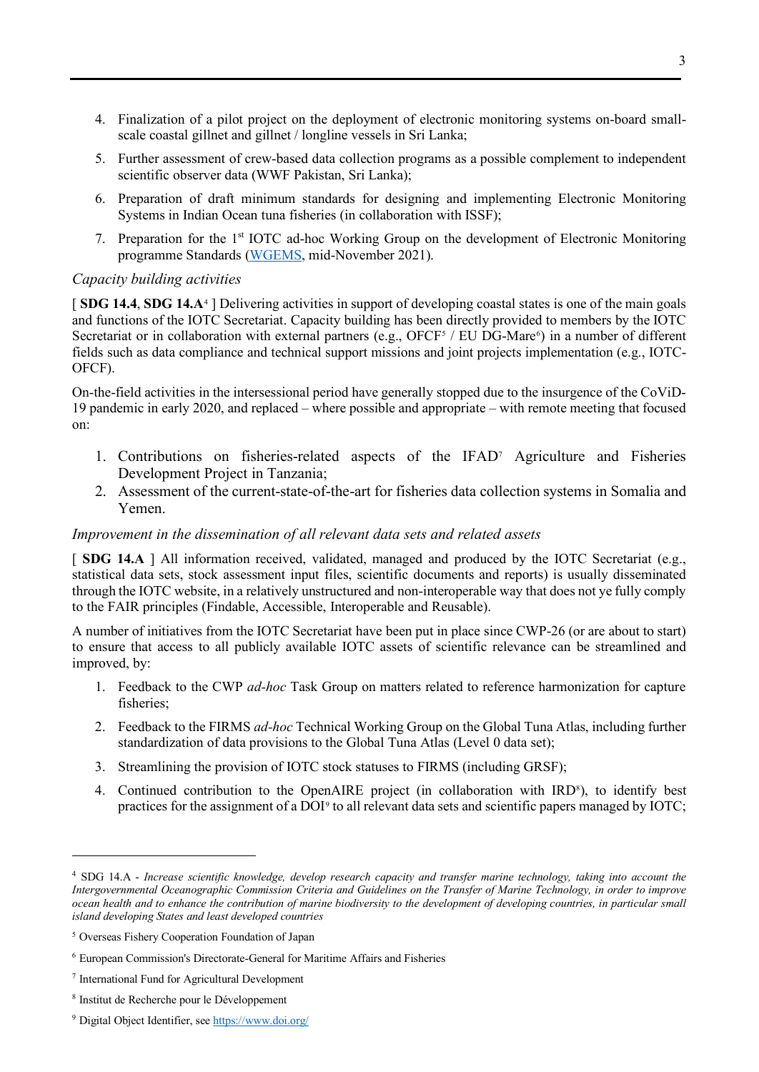4. Finalization of a pilot project on the deployment of electronic monitoring systems on-board small-scale coastal gillnet and gillnet / longline vessels in Sri Lanka;
5. Further assessment of crew-based data collection programs as a possible complement to independent scientific observer data (WWF Pakistan, Sri Lanka);
6. Preparation of draft minimum standards for designing and implementing Electronic Monitoring Systems in Indian Ocean tuna fisheries (in collaboration with ISSF);
7. Preparation for the 1st IOTC ad-hoc Working Group on the development of Electronic Monitoring programme Standards (WGEMS, mid-November 2021).

*Capacity building activities*

[ **SDG 14.4**, **SDG 14.A**[4] ] Delivering activities in support of developing coastal states is one of the main goals and functions of the IOTC Secretariat. Capacity building has been directly provided to members by the IOTC Secretariat or in collaboration with external partners (e.g., OFCF[5] / EU DG-Mare[6]) in a number of different fields such as data compliance and technical support missions and joint projects implementation (e.g., IOTC-OFCF).

On-the-field activities in the intersessional period have generally stopped due to the insurgence of the CoViD-19 pandemic in early 2020, and replaced – where possible and appropriate – with remote meeting that focused on:

1. Contributions on fisheries-related aspects of the IFAD[7] Agriculture and Fisheries Development Project in Tanzania;
2. Assessment of the current-state-of-the-art for fisheries data collection systems in Somalia and Yemen.

*Improvement in the dissemination of all relevant data sets and related assets*

[ **SDG 14.A** ] All information received, validated, managed and produced by the IOTC Secretariat (e.g., statistical data sets, stock assessment input files, scientific documents and reports) is usually disseminated through the IOTC website, in a relatively unstructured and non-interoperable way that does not ye fully comply to the FAIR principles (Findable, Accessible, Interoperable and Reusable).

A number of initiatives from the IOTC Secretariat have been put in place since CWP-26 (or are about to start) to ensure that access to all publicly available IOTC assets of scientific relevance can be streamlined and improved, by:

1. Feedback to the CWP *ad-hoc* Task Group on matters related to reference harmonization for capture fisheries;
2. Feedback to the FIRMS *ad-hoc* Technical Working Group on the Global Tuna Atlas, including further standardization of data provisions to the Global Tuna Atlas (Level 0 data set);
3. Streamlining the provision of IOTC stock statuses to FIRMS (including GRSF);
4. Continued contribution to the OpenAIRE project (in collaboration with IRD[8]), to identify best practices for the assignment of a DOI[9] to all relevant data sets and scientific papers managed by IOTC;

---

[4] SDG 14.A - *Increase scientific knowledge, develop research capacity and transfer marine technology, taking into account the Intergovernmental Oceanographic Commission Criteria and Guidelines on the Transfer of Marine Technology, in order to improve ocean health and to enhance the contribution of marine biodiversity to the development of developing countries, in particular small island developing States and least developed countries*

[5] Overseas Fishery Cooperation Foundation of Japan

[6] European Commission's Directorate-General for Maritime Affairs and Fisheries

[7] International Fund for Agricultural Development

[8] Institut de Recherche pour le Développement

[9] Digital Object Identifier, see https://www.doi.org/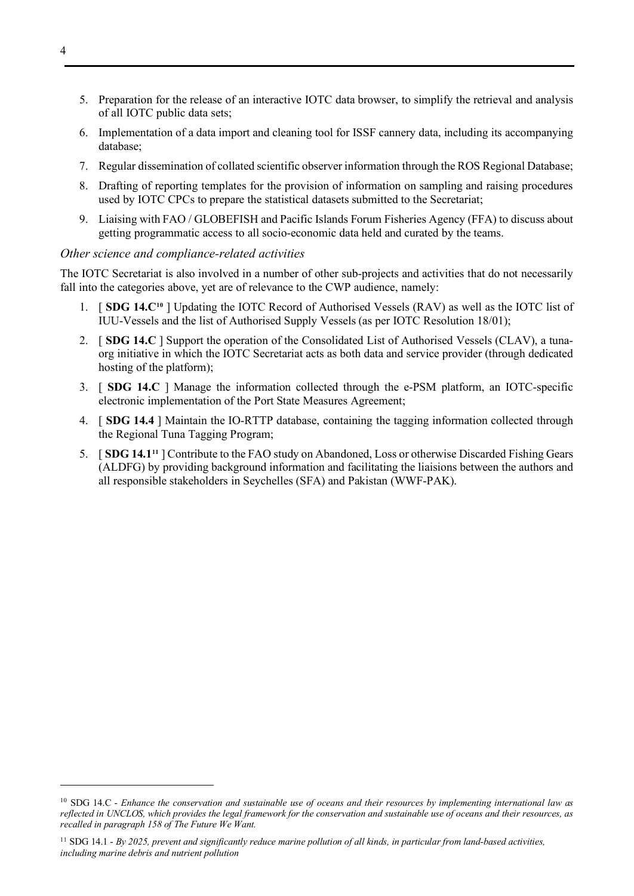5. Preparation for the release of an interactive IOTC data browser, to simplify the retrieval and analysis of all IOTC public data sets;
6. Implementation of a data import and cleaning tool for ISSF cannery data, including its accompanying database;
7. Regular dissemination of collated scientific observer information through the ROS Regional Database;
8. Drafting of reporting templates for the provision of information on sampling and raising procedures used by IOTC CPCs to prepare the statistical datasets submitted to the Secretariat;
9. Liaising with FAO / GLOBEFISH and Pacific Islands Forum Fisheries Agency (FFA) to discuss about getting programmatic access to all socio-economic data held and curated by the teams.

*Other science and compliance-related activities*

The IOTC Secretariat is also involved in a number of other sub-projects and activities that do not necessarily fall into the categories above, yet are of relevance to the CWP audience, namely:

1. [ **SDG 14.C**[10] ] Updating the IOTC Record of Authorised Vessels (RAV) as well as the IOTC list of IUU-Vessels and the list of Authorised Supply Vessels (as per IOTC Resolution 18/01);
2. [ **SDG 14.C** ] Support the operation of the Consolidated List of Authorised Vessels (CLAV), a tuna-org initiative in which the IOTC Secretariat acts as both data and service provider (through dedicated hosting of the platform);
3. [ **SDG 14.C** ] Manage the information collected through the e-PSM platform, an IOTC-specific electronic implementation of the Port State Measures Agreement;
4. [ **SDG 14.4** ] Maintain the IO-RTTP database, containing the tagging information collected through the Regional Tuna Tagging Program;
5. [ **SDG 14.1**[11] ] Contribute to the FAO study on Abandoned, Loss or otherwise Discarded Fishing Gears (ALDFG) by providing background information and facilitating the liaisions between the authors and all responsible stakeholders in Seychelles (SFA) and Pakistan (WWF-PAK).

---

[10] SDG 14.C - *Enhance the conservation and sustainable use of oceans and their resources by implementing international law as reflected in UNCLOS, which provides the legal framework for the conservation and sustainable use of oceans and their resources, as recalled in paragraph 158 of The Future We Want.*

[11] SDG 14.1 - *By 2025, prevent and significantly reduce marine pollution of all kinds, in particular from land-based activities, including marine debris and nutrient pollution*